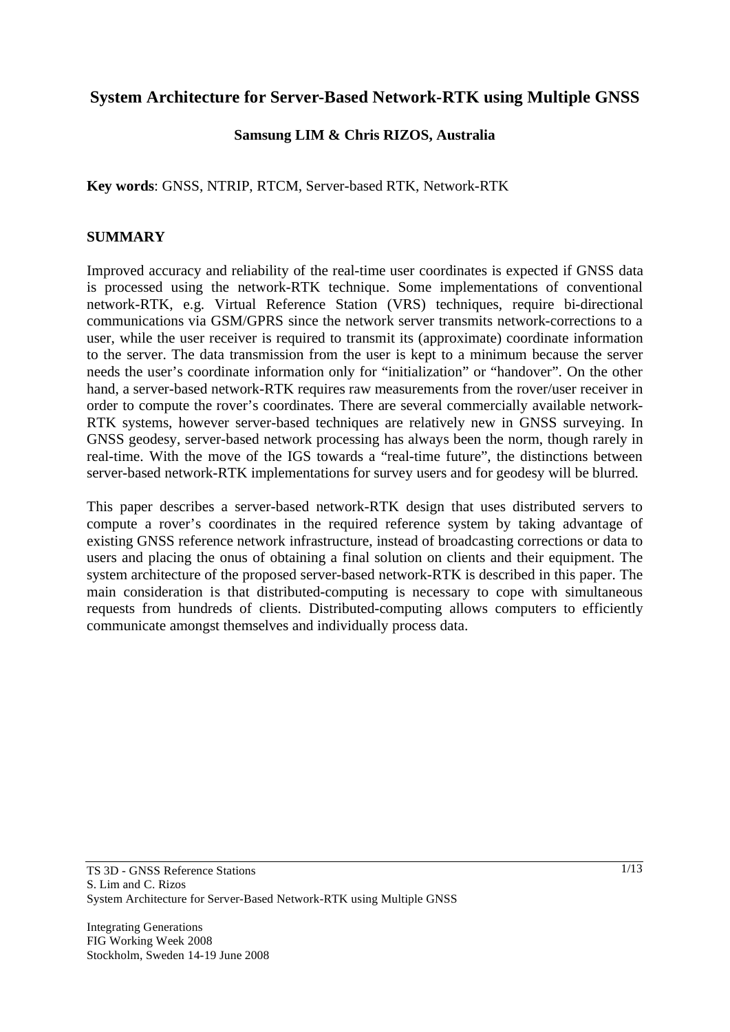# System Architecture for Server-Based Network-RTK using Multiple GNSS

**Samsung LIM & Chris RIZOS, Australia**

**Key words**: GNSS, NTRIP, RTCM, Server-based RTK, Network-RTK

## SUMMARY

Improved accuracy and reliability of the real-time user coordinates is expected if GNSS data is processed using the network-RTK technique. Some implementations of conventional network-RTK, e.g. Virtual Reference Station (VRS) techniques, require bi-directional communications via GSM/GPRS since the network server transmits network-corrections to a user, while the user receiver is required to transmit its (approximate) coordinate information to the server. The data transmission from the user is kept to a minimum because the server needs the user's coordinate information only for "initialization" or "handover". On the other hand, a server-based network-RTK requires raw measurements from the rover/user receiver in order to compute the rover's coordinates. There are several commercially available network-RTK systems, however server-based techniques are relatively new in GNSS surveying. In GNSS geodesy, server-based network processing has always been the norm, though rarely in real-time. With the move of the IGS towards a "real-time future", the distinctions between server-based network-RTK implementations for survey users and for geodesy will be blurred.

This paper describes a server-based network-RTK design that uses distributed servers to compute a rover's coordinates in the required reference system by taking advantage of existing GNSS reference network infrastructure, instead of broadcasting corrections or data to users and placing the onus of obtaining a final solution on clients and their equipment. The system architecture of the proposed server-based network-RTK is described in this paper. The main consideration is that distributed-computing is necessary to cope with simultaneous requests from hundreds of clients. Distributed-computing allows computers to efficiently communicate amongst themselves and individually process data.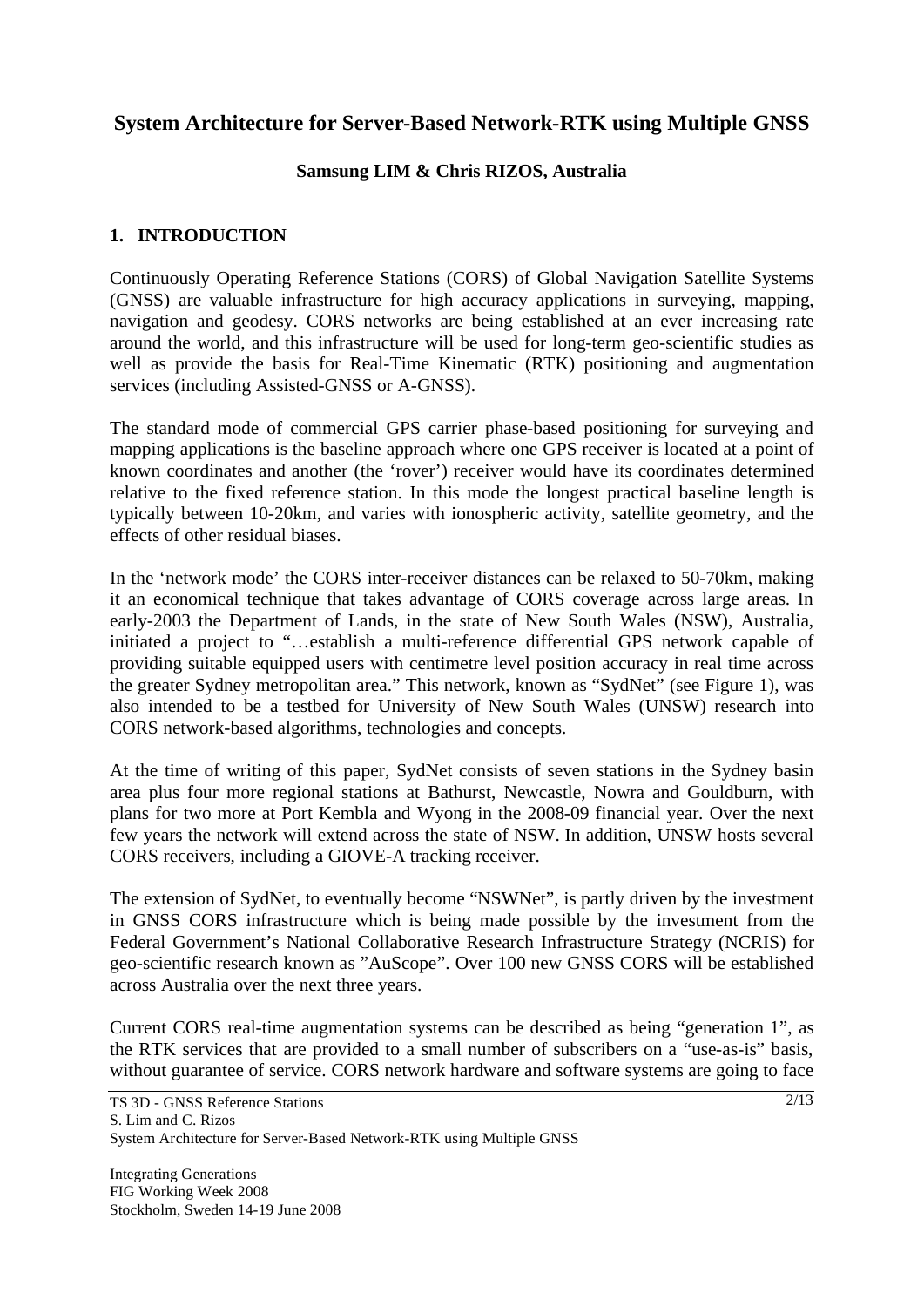# System Architecture for Server-Based Network-RTK using Multiple GNSS

**Samsung LIM & Chris RIZOS, Australia**

## 1. INTRODUCTION

Continuously Operating Reference Stations (CORS) of Global Navigation Satellite Systems (GNSS) are valuable infrastructure for high accuracy applications in surveying, mapping, navigation and geodesy. CORS networks are being established at an ever increasing rate around the world, and this infrastructure will be used for long-term geo-scientific studies as well as provide the basis for Real-Time Kinematic (RTK) positioning and augmentation services (including Assisted-GNSS or A-GNSS).

The standard mode of commercial GPS carrier phase-based positioning for surveying and mapping applications is the baseline approach where one GPS receiver is located at a point of known coordinates and another (the 'rover') receiver would have its coordinates determined relative to the fixed reference station. In this mode the longest practical baseline length is typically between 10-20km, and varies with ionospheric activity, satellite geometry, and the effects of other residual biases.

In the 'network mode' the CORS inter-receiver distances can be relaxed to 50-70km, making it an economical technique that takes advantage of CORS coverage across large areas. In early-2003 the Department of Lands, in the state of New South Wales (NSW), Australia, initiated a project to "…establish a multi-reference differential GPS network capable of providing suitable equipped users with centimetre level position accuracy in real time across the greater Sydney metropolitan area." This network, known as "SydNet" (see Figure 1), was also intended to be a testbed for University of New South Wales (UNSW) research into CORS network-based algorithms, technologies and concepts.

At the time of writing of this paper, SydNet consists of seven stations in the Sydney basin area plus four more regional stations at Bathurst, Newcastle, Nowra and Gouldburn, with plans for two more at Port Kembla and Wyong in the 2008-09 financial year. Over the next few years the network will extend across the state of NSW. In addition, UNSW hosts several CORS receivers, including a GIOVE-A tracking receiver.

The extension of SydNet, to eventually become "NSWNet", is partly driven by the investment in GNSS CORS infrastructure which is being made possible by the investment from the Federal Government's National Collaborative Research Infrastructure Strategy (NCRIS) for geo-scientific research known as "AuScope". Over 100 new GNSS CORS will be established across Australia over the next three years.

Current CORS real-time augmentation systems can be described as being "generation 1", as the RTK services that are provided to a small number of subscribers on a "use-as-is" basis, without guarantee of service. CORS network hardware and software systems are going to face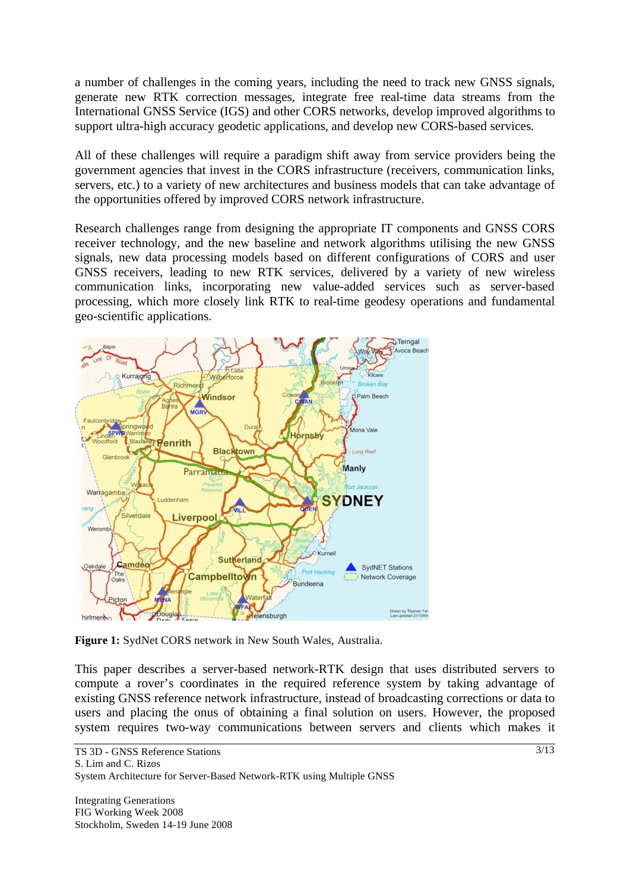a number of challenges in the coming years, including the need to track new GNSS signals, generate new RTK correction messages, integrate free real-time data streams from the International GNSS Service (IGS) and other CORS networks, develop improved algorithms to support ultra-high accuracy geodetic applications, and develop new CORS-based services.

All of these challenges will require a paradigm shift away from service providers being the government agencies that invest in the CORS infrastructure (receivers, communication links, servers, etc.) to a variety of new architectures and business models that can take advantage of the opportunities offered by improved CORS network infrastructure.

Research challenges range from designing the appropriate IT components and GNSS CORS receiver technology, and the new baseline and network algorithms utilising the new GNSS signals, new data processing models based on different configurations of CORS and user GNSS receivers, leading to new RTK services, delivered by a variety of new wireless communication links, incorporating new value-added services such as server-based processing, which more closely link RTK to real-time geodesy operations and fundamental geo-scientific applications.

**Figure 1:** SydNet CORS network in New South Wales, Australia.

This paper describes a server-based network-RTK design that uses distributed servers to compute a rover's coordinates in the required reference system by taking advantage of existing GNSS reference network infrastructure, instead of broadcasting corrections or data to users and placing the onus of obtaining a final solution on users. However, the proposed system requires two-way communications between servers and clients which makes it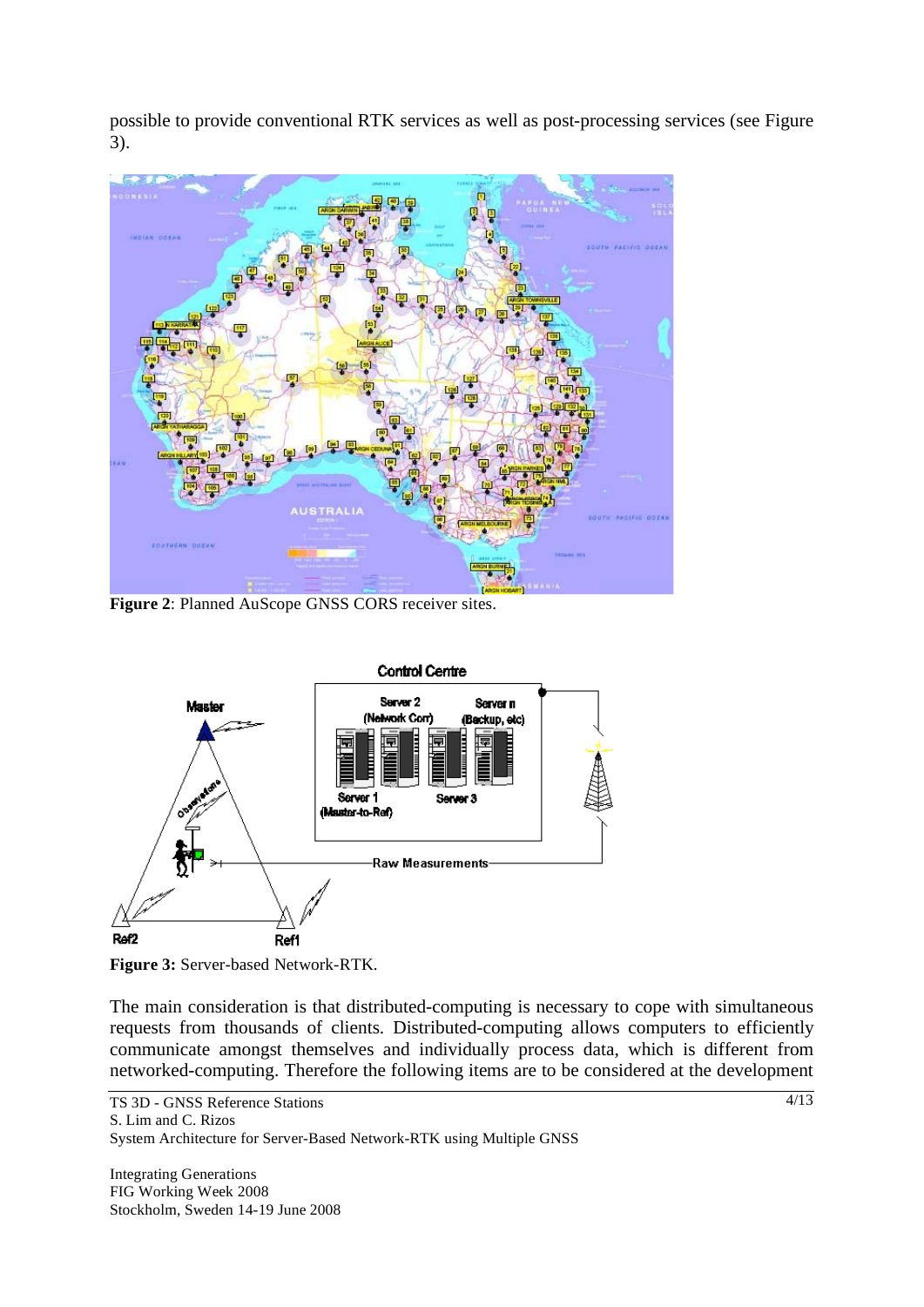possible to provide conventional RTK services as well as post-processing services (see Figure 3).

**Figure 2**: Planned AuScope GNSS CORS receiver sites.

**Figure 3:** Server-based Network-RTK.

The main consideration is that distributed-computing is necessary to cope with simultaneous requests from thousands of clients. Distributed-computing allows computers to efficiently communicate amongst themselves and individually process data, which is different from networked-computing. Therefore the following items are to be considered at the development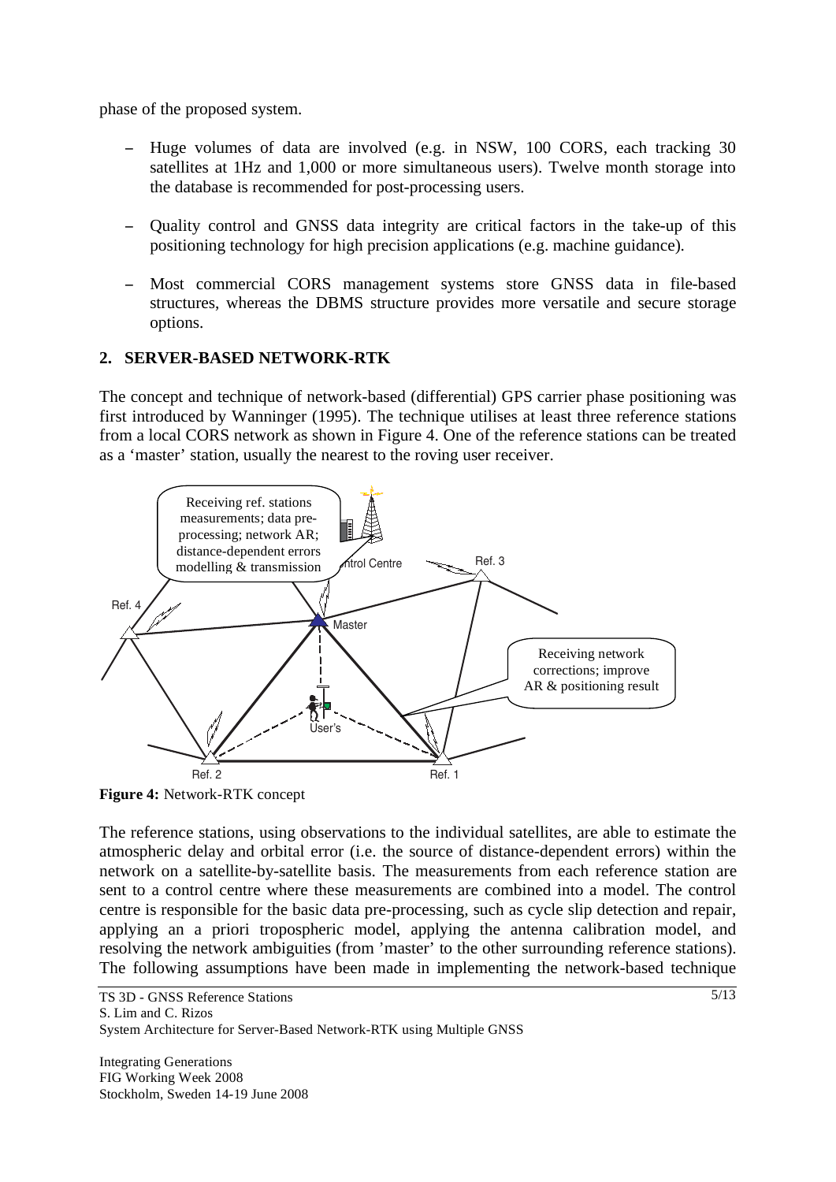phase of the proposed system.

- Huge volumes of data are involved (e.g. in NSW, 100 CORS, each tracking 30 satellites at 1Hz and 1,000 or more simultaneous users). Twelve month storage into the database is recommended for post-processing users.
- Quality control and GNSS data integrity are critical factors in the take-up of this positioning technology for high precision applications (e.g. machine guidance).
- Most commercial CORS management systems store GNSS data in file-based structures, whereas the DBMS structure provides more versatile and secure storage options.

## 2. SERVER-BASED NETWORK-RTK

The concept and technique of network-based (differential) GPS carrier phase positioning was first introduced by Wanninger (1995). The technique utilises at least three reference stations from a local CORS network as shown in Figure 4. One of the reference stations can be treated as a 'master' station, usually the nearest to the roving user receiver.

**Figure 4:** Network-RTK concept

The reference stations, using observations to the individual satellites, are able to estimate the atmospheric delay and orbital error (i.e. the source of distance-dependent errors) within the network on a satellite-by-satellite basis. The measurements from each reference station are sent to a control centre where these measurements are combined into a model. The control centre is responsible for the basic data pre-processing, such as cycle slip detection and repair, applying an a priori tropospheric model, applying the antenna calibration model, and resolving the network ambiguities (from 'master' to the other surrounding reference stations). The following assumptions have been made in implementing the network-based technique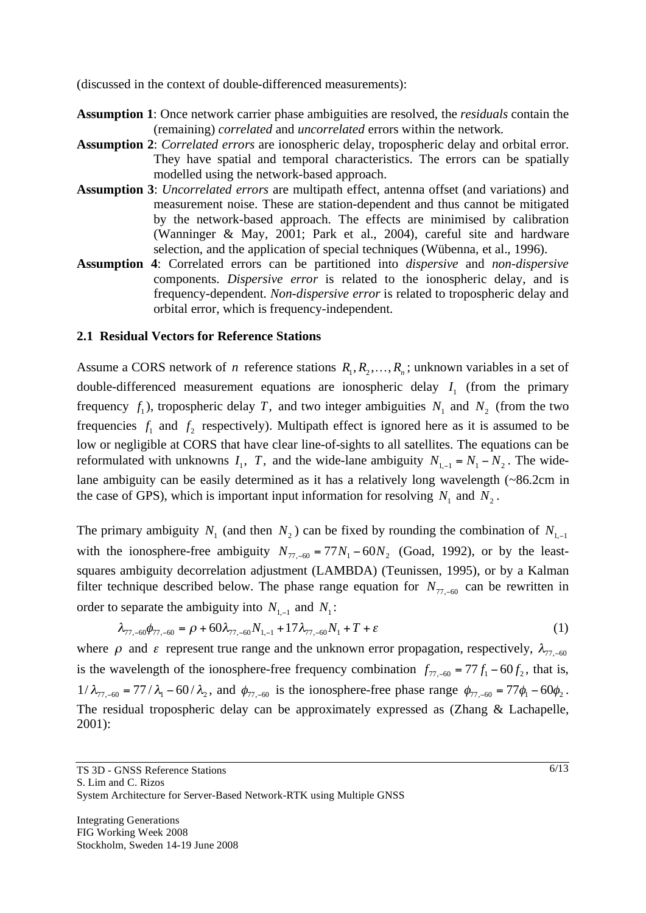(discussed in the context of double-differenced measurements):

**Assumption 1**: Once network carrier phase ambiguities are resolved, the *residuals* contain the (remaining) *correlated* and *uncorrelated* errors within the network.

**Assumption 2**: *Correlated errors* are ionospheric delay, tropospheric delay and orbital error. They have spatial and temporal characteristics. The errors can be spatially modelled using the network-based approach.

**Assumption 3**: *Uncorrelated errors* are multipath effect, antenna offset (and variations) and measurement noise. These are station-dependent and thus cannot be mitigated by the network-based approach. The effects are minimised by calibration (Wanninger & May, 2001; Park et al., 2004), careful site and hardware selection, and the application of special techniques (Wübenna, et al., 1996).

**Assumption 4**: Correlated errors can be partitioned into *dispersive* and *non-dispersive* components. *Dispersive error* is related to the ionospheric delay, and is frequency-dependent. *Non-dispersive error* is related to tropospheric delay and orbital error, which is frequency-independent.

### 2.1 Residual Vectors for Reference Stations

Assume a CORS network of $n$ reference stations $R_1, R_2, \ldots, R_n$; unknown variables in a set of double-differenced measurement equations are ionospheric delay $I_1$ (from the primary frequency $f_1$), tropospheric delay $T$, and two integer ambiguities $N_1$ and $N_2$ (from the two frequencies $f_1$ and $f_2$ respectively). Multipath effect is ignored here as it is assumed to be low or negligible at CORS that have clear line-of-sights to all satellites. The equations can be reformulated with unknowns $I_1$, $T$, and the wide-lane ambiguity $N_{1,-1} = N_1 - N_2$. The wide-lane ambiguity can be easily determined as it has a relatively long wavelength (~86.2cm in the case of GPS), which is important input information for resolving $N_1$ and $N_2$.

The primary ambiguity $N_1$ (and then $N_2$) can be fixed by rounding the combination of $N_{1,-1}$ with the ionosphere-free ambiguity $N_{77,-60} = 77N_1 - 60N_2$ (Goad, 1992), or by the least-squares ambiguity decorrelation adjustment (LAMBDA) (Teunissen, 1995), or by a Kalman filter technique described below. The phase range equation for $N_{77,-60}$ can be rewritten in order to separate the ambiguity into $N_{1,-1}$ and $N_1$:

$$\lambda_{77,-60}\phi_{77,-60} = \rho + 60\lambda_{77,-60}N_{1,-1} + 17\lambda_{77,-60}N_1 + T + \varepsilon \tag{1}$$

where $\rho$ and $\varepsilon$ represent true range and the unknown error propagation, respectively, $\lambda_{77,-60}$ is the wavelength of the ionosphere-free frequency combination $f_{77,-60} = 77f_1 - 60f_2$, that is, $1/\lambda_{77,-60} = 77/\lambda_1 - 60/\lambda_2$, and $\phi_{77,-60}$ is the ionosphere-free phase range $\phi_{77,-60} = 77\phi_1 - 60\phi_2$. The residual tropospheric delay can be approximately expressed as (Zhang & Lachapelle, 2001):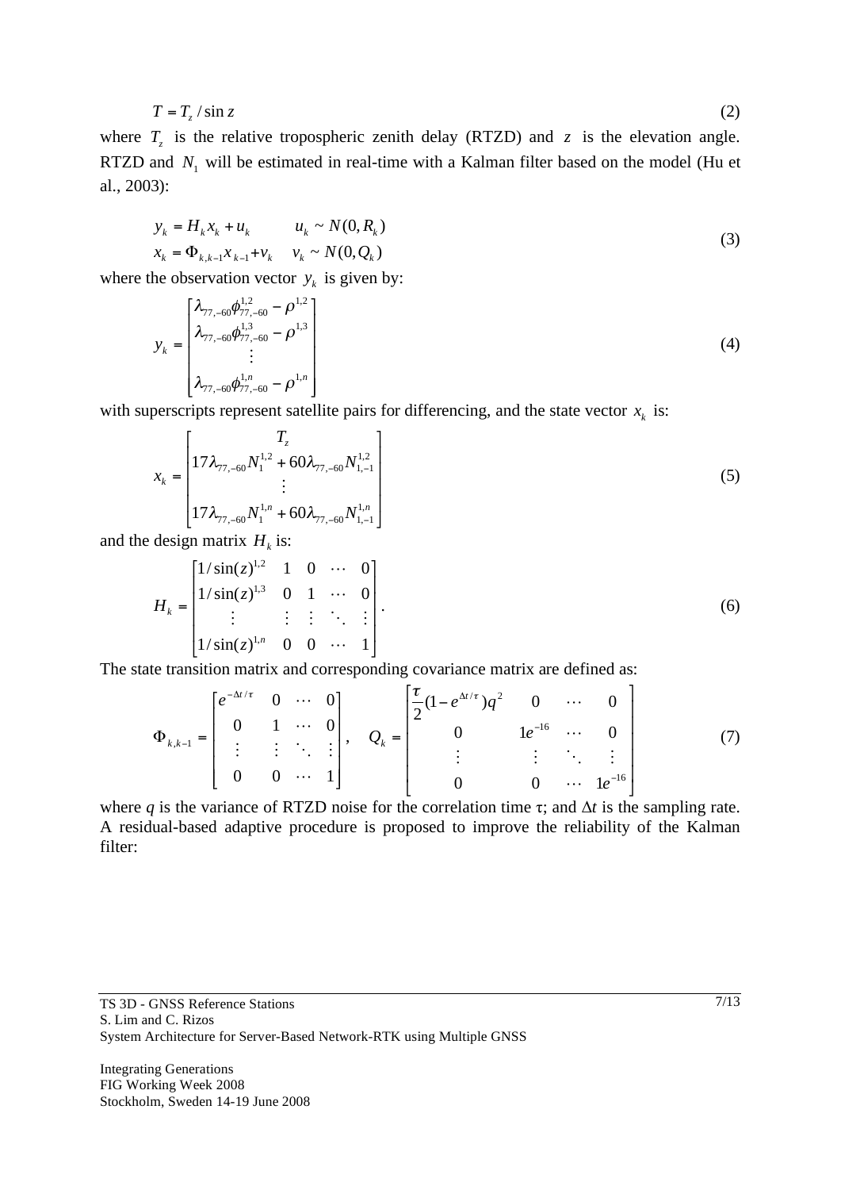$$T = T_z / \sin z \tag{2}$$

where $T_z$ is the relative tropospheric zenith delay (RTZD) and $z$ is the elevation angle. RTZD and $N_1$ will be estimated in real-time with a Kalman filter based on the model (Hu et al., 2003):

$$\begin{aligned} y_k &= H_k x_k + u_k \qquad u_k \sim N(0, R_k) \\ x_k &= \Phi_{k,k-1} x_{k-1} + v_k \quad v_k \sim N(0, Q_k) \end{aligned} \tag{3}$$

where the observation vector $y_k$ is given by:

$$y_k = \begin{bmatrix} \lambda_{77,-60}\phi_{77,-60}^{1,2} - \rho^{1,2} \\ \lambda_{77,-60}\phi_{77,-60}^{1,3} - \rho^{1,3} \\ \vdots \\ \lambda_{77,-60}\phi_{77,-60}^{1,n} - \rho^{1,n} \end{bmatrix} \tag{4}$$

with superscripts represent satellite pairs for differencing, and the state vector $x_k$ is:

$$x_k = \begin{bmatrix} T_z \\ 17\lambda_{77,-60}N_1^{1,2} + 60\lambda_{77,-60}N_{1,-1}^{1,2} \\ \vdots \\ 17\lambda_{77,-60}N_1^{1,n} + 60\lambda_{77,-60}N_{1,-1}^{1,n} \end{bmatrix} \tag{5}$$

and the design matrix $H_k$ is:

$$H_k = \begin{bmatrix} 1/\sin(z)^{1,2} & 1 & 0 & \cdots & 0 \\ 1/\sin(z)^{1,3} & 0 & 1 & \cdots & 0 \\ \vdots & \vdots & \vdots & \ddots & \vdots \\ 1/\sin(z)^{1,n} & 0 & 0 & \cdots & 1 \end{bmatrix}. \tag{6}$$

The state transition matrix and corresponding covariance matrix are defined as:

$$\Phi_{k,k-1} = \begin{bmatrix} e^{-\Delta t/\tau} & 0 & \cdots & 0 \\ 0 & 1 & \cdots & 0 \\ \vdots & \vdots & \ddots & \vdots \\ 0 & 0 & \cdots & 1 \end{bmatrix}, \quad Q_k = \begin{bmatrix} \frac{\tau}{2}(1 - e^{\Delta t/\tau})q^2 & 0 & \cdots & 0 \\ 0 & 1e^{-16} & \cdots & 0 \\ \vdots & \vdots & \ddots & \vdots \\ 0 & 0 & \cdots & 1e^{-16} \end{bmatrix} \tag{7}$$

where $q$ is the variance of RTZD noise for the correlation time $\tau$; and $\Delta t$ is the sampling rate. A residual-based adaptive procedure is proposed to improve the reliability of the Kalman filter: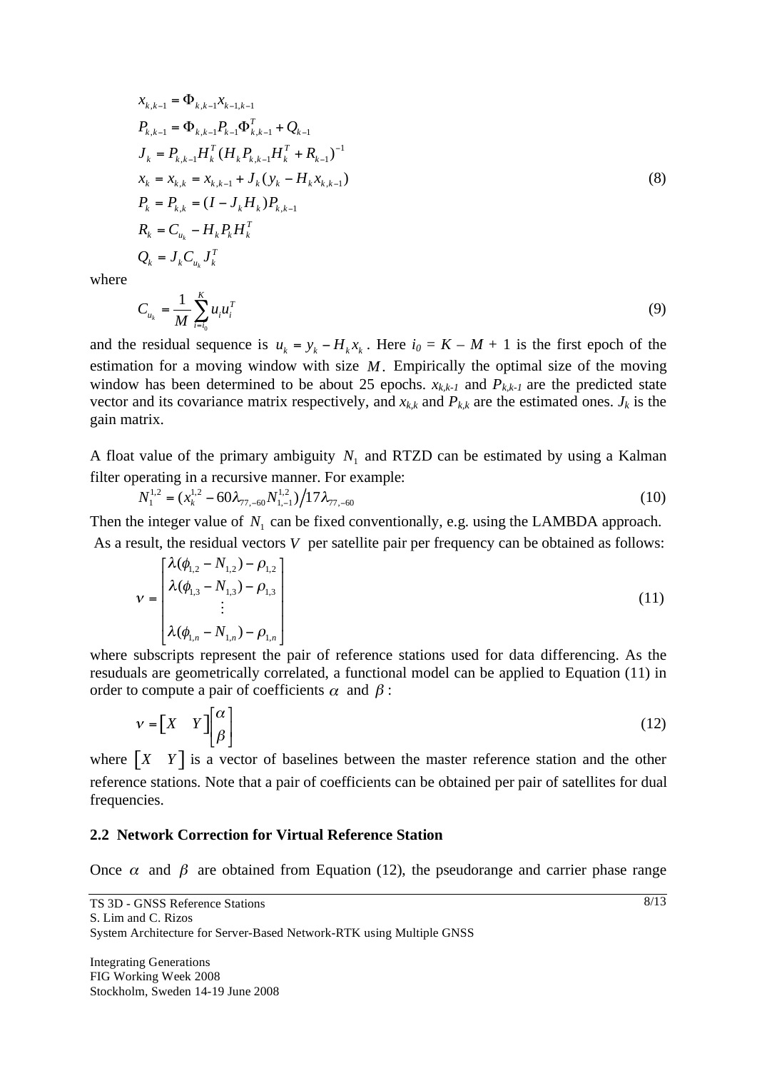$$
\begin{aligned}
x_{k,k-1} &= \Phi_{k,k-1} x_{k-1,k-1} \\
P_{k,k-1} &= \Phi_{k,k-1} P_{k-1} \Phi_{k,k-1}^T + Q_{k-1} \\
J_k &= P_{k,k-1} H_k^T (H_k P_{k,k-1} H_k^T + R_{k-1})^{-1} \\
x_k &= x_{k,k} = x_{k,k-1} + J_k (y_k - H_k x_{k,k-1}) \\
P_k &= P_{k,k} = (I - J_k H_k) P_{k,k-1} \\
R_k &= C_{u_k} - H_k P_k H_k^T \\
Q_k &= J_k C_{u_k} J_k^T
\end{aligned}
\tag{8}
$$

where

$$
C_{u_k} = \frac{1}{M} \sum_{i=i_0}^{K} u_i u_i^T \tag{9}
$$

and the residual sequence is $u_k = y_k - H_k x_k$. Here $i_0 = K - M + 1$ is the first epoch of the estimation for a moving window with size $M$. Empirically the optimal size of the moving window has been determined to be about 25 epochs. $x_{k,k-1}$ and $P_{k,k-1}$ are the predicted state vector and its covariance matrix respectively, and $x_{k,k}$ and $P_{k,k}$ are the estimated ones. $J_k$ is the gain matrix.

A float value of the primary ambiguity $N_1$ and RTZD can be estimated by using a Kalman filter operating in a recursive manner. For example:

$$
N_1^{1,2} = (x_k^{1,2} - 60\lambda_{77,-60} N_{1,-1}^{1,2}) \big/ 17\lambda_{77,-60} \tag{10}
$$

Then the integer value of $N_1$ can be fixed conventionally, e.g. using the LAMBDA approach. As a result, the residual vectors $V$ per satellite pair per frequency can be obtained as follows:

$$
v = \begin{bmatrix} \lambda(\phi_{1,2} - N_{1,2}) - \rho_{1,2} \\ \lambda(\phi_{1,3} - N_{1,3}) - \rho_{1,3} \\ \vdots \\ \lambda(\phi_{1,n} - N_{1,n}) - \rho_{1,n} \end{bmatrix} \tag{11}
$$

where subscripts represent the pair of reference stations used for data differencing. As the resuduals are geometrically correlated, a functional model can be applied to Equation (11) in order to compute a pair of coefficients $\alpha$ and $\beta$:

$$
v = \begin{bmatrix} X & Y \end{bmatrix} \begin{bmatrix} \alpha \\ \beta \end{bmatrix} \tag{12}
$$

where $\begin{bmatrix} X & Y \end{bmatrix}$ is a vector of baselines between the master reference station and the other reference stations. Note that a pair of coefficients can be obtained per pair of satellites for dual frequencies.

### 2.2 Network Correction for Virtual Reference Station

Once $\alpha$ and $\beta$ are obtained from Equation (12), the pseudorange and carrier phase range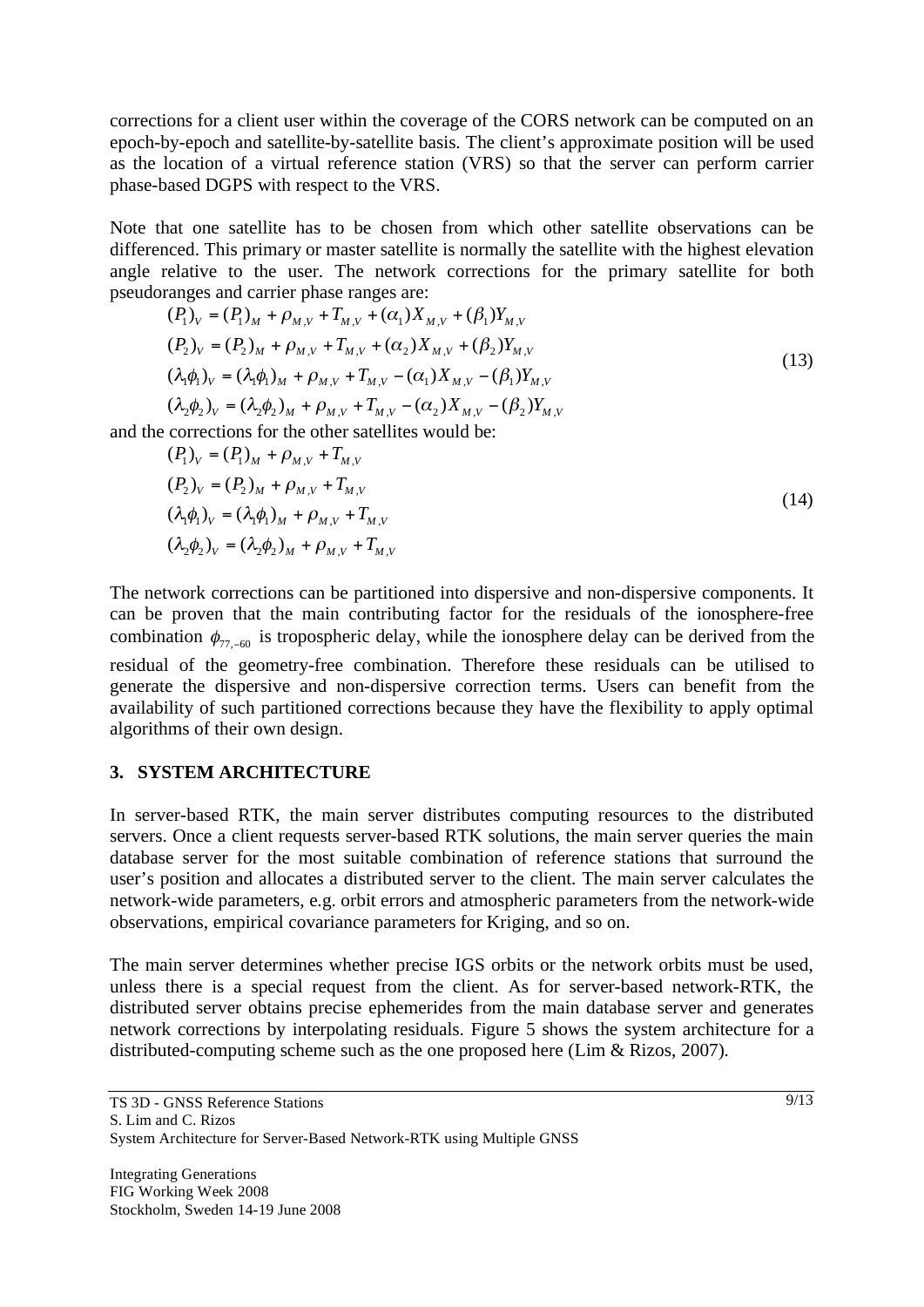corrections for a client user within the coverage of the CORS network can be computed on an epoch-by-epoch and satellite-by-satellite basis. The client's approximate position will be used as the location of a virtual reference station (VRS) so that the server can perform carrier phase-based DGPS with respect to the VRS.

Note that one satellite has to be chosen from which other satellite observations can be differenced. This primary or master satellite is normally the satellite with the highest elevation angle relative to the user. The network corrections for the primary satellite for both pseudoranges and carrier phase ranges are:

$$
\begin{aligned}
(P_1)_V &= (P_1)_M + \rho_{M,V} + T_{M,V} + (\alpha_1)X_{M,V} + (\beta_1)Y_{M,V} \\
(P_2)_V &= (P_2)_M + \rho_{M,V} + T_{M,V} + (\alpha_2)X_{M,V} + (\beta_2)Y_{M,V} \\
(\lambda_1\phi_1)_V &= (\lambda_1\phi_1)_M + \rho_{M,V} + T_{M,V} - (\alpha_1)X_{M,V} - (\beta_1)Y_{M,V} \\
(\lambda_2\phi_2)_V &= (\lambda_2\phi_2)_M + \rho_{M,V} + T_{M,V} - (\alpha_2)X_{M,V} - (\beta_2)Y_{M,V}
\end{aligned}
\tag{13}
$$

and the corrections for the other satellites would be:

$$
\begin{aligned}
(P_1)_V &= (P_1)_M + \rho_{M,V} + T_{M,V} \\
(P_2)_V &= (P_2)_M + \rho_{M,V} + T_{M,V} \\
(\lambda_1\phi_1)_V &= (\lambda_1\phi_1)_M + \rho_{M,V} + T_{M,V} \\
(\lambda_2\phi_2)_V &= (\lambda_2\phi_2)_M + \rho_{M,V} + T_{M,V}
\end{aligned}
\tag{14}
$$

The network corrections can be partitioned into dispersive and non-dispersive components. It can be proven that the main contributing factor for the residuals of the ionosphere-free combination $\phi_{77,-60}$ is tropospheric delay, while the ionosphere delay can be derived from the residual of the geometry-free combination. Therefore these residuals can be utilised to generate the dispersive and non-dispersive correction terms. Users can benefit from the availability of such partitioned corrections because they have the flexibility to apply optimal algorithms of their own design.

## 3. SYSTEM ARCHITECTURE

In server-based RTK, the main server distributes computing resources to the distributed servers. Once a client requests server-based RTK solutions, the main server queries the main database server for the most suitable combination of reference stations that surround the user's position and allocates a distributed server to the client. The main server calculates the network-wide parameters, e.g. orbit errors and atmospheric parameters from the network-wide observations, empirical covariance parameters for Kriging, and so on.

The main server determines whether precise IGS orbits or the network orbits must be used, unless there is a special request from the client. As for server-based network-RTK, the distributed server obtains precise ephemerides from the main database server and generates network corrections by interpolating residuals. Figure 5 shows the system architecture for a distributed-computing scheme such as the one proposed here (Lim & Rizos, 2007).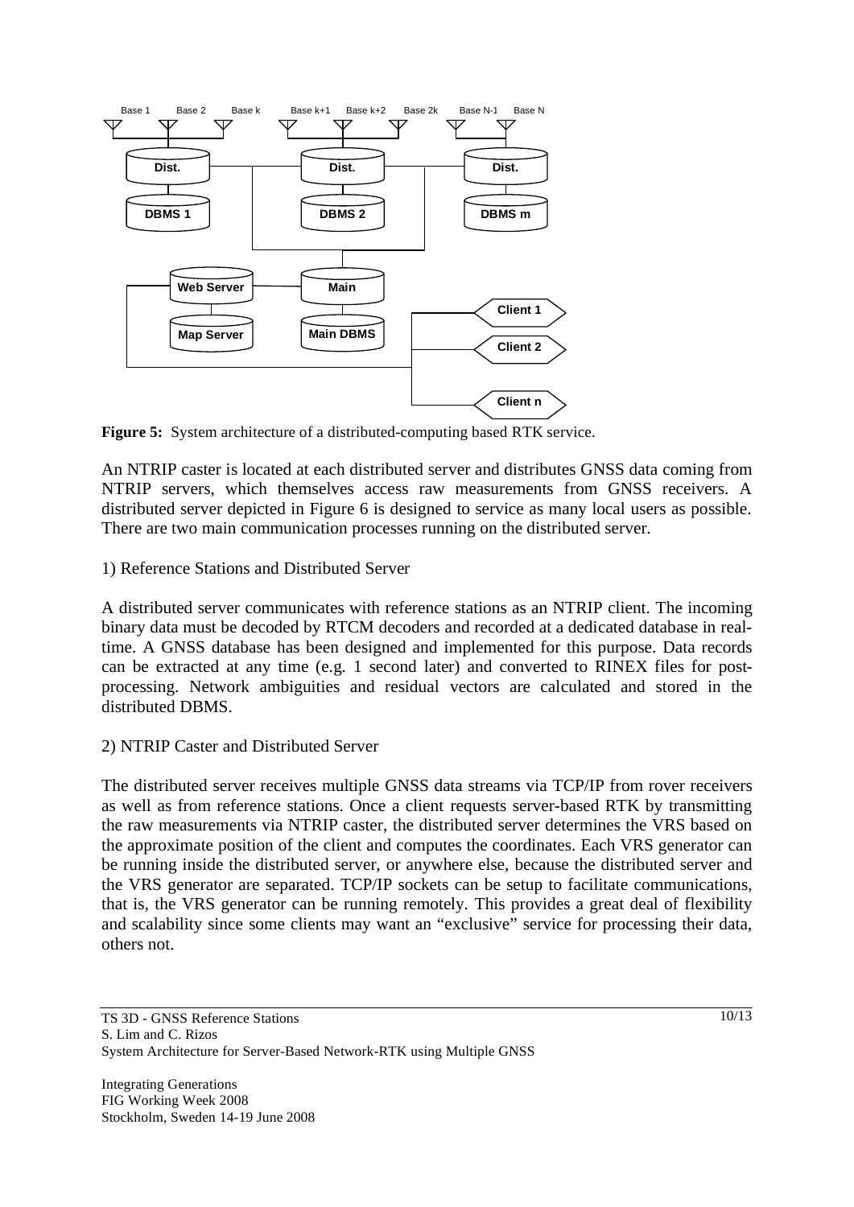**Figure 5:** System architecture of a distributed-computing based RTK service.

An NTRIP caster is located at each distributed server and distributes GNSS data coming from NTRIP servers, which themselves access raw measurements from GNSS receivers. A distributed server depicted in Figure 6 is designed to service as many local users as possible. There are two main communication processes running on the distributed server.

1) Reference Stations and Distributed Server

A distributed server communicates with reference stations as an NTRIP client. The incoming binary data must be decoded by RTCM decoders and recorded at a dedicated database in real-time. A GNSS database has been designed and implemented for this purpose. Data records can be extracted at any time (e.g. 1 second later) and converted to RINEX files for post-processing. Network ambiguities and residual vectors are calculated and stored in the distributed DBMS.

2) NTRIP Caster and Distributed Server

The distributed server receives multiple GNSS data streams via TCP/IP from rover receivers as well as from reference stations. Once a client requests server-based RTK by transmitting the raw measurements via NTRIP caster, the distributed server determines the VRS based on the approximate position of the client and computes the coordinates. Each VRS generator can be running inside the distributed server, or anywhere else, because the distributed server and the VRS generator are separated. TCP/IP sockets can be setup to facilitate communications, that is, the VRS generator can be running remotely. This provides a great deal of flexibility and scalability since some clients may want an "exclusive" service for processing their data, others not.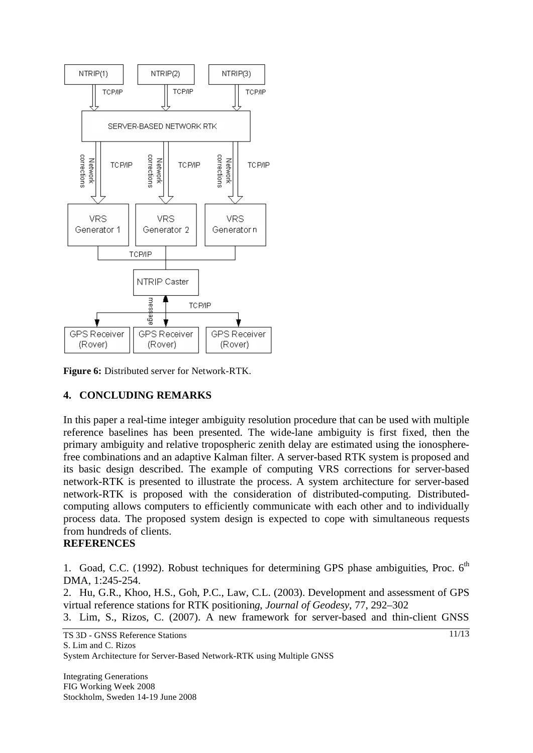**Figure 6:** Distributed server for Network-RTK.

## 4. CONCLUDING REMARKS

In this paper a real-time integer ambiguity resolution procedure that can be used with multiple reference baselines has been presented. The wide-lane ambiguity is first fixed, then the primary ambiguity and relative tropospheric zenith delay are estimated using the ionosphere-free combinations and an adaptive Kalman filter. A server-based RTK system is proposed and its basic design described. The example of computing VRS corrections for server-based network-RTK is presented to illustrate the process. A system architecture for server-based network-RTK is proposed with the consideration of distributed-computing. Distributed-computing allows computers to efficiently communicate with each other and to individually process data. The proposed system design is expected to cope with simultaneous requests from hundreds of clients.

**REFERENCES**

1. Goad, C.C. (1992). Robust techniques for determining GPS phase ambiguities, Proc. 6th DMA, 1:245-254.
2. Hu, G.R., Khoo, H.S., Goh, P.C., Law, C.L. (2003). Development and assessment of GPS virtual reference stations for RTK positioning, *Journal of Geodesy*, 77, 292–302
3. Lim, S., Rizos, C. (2007). A new framework for server-based and thin-client GNSS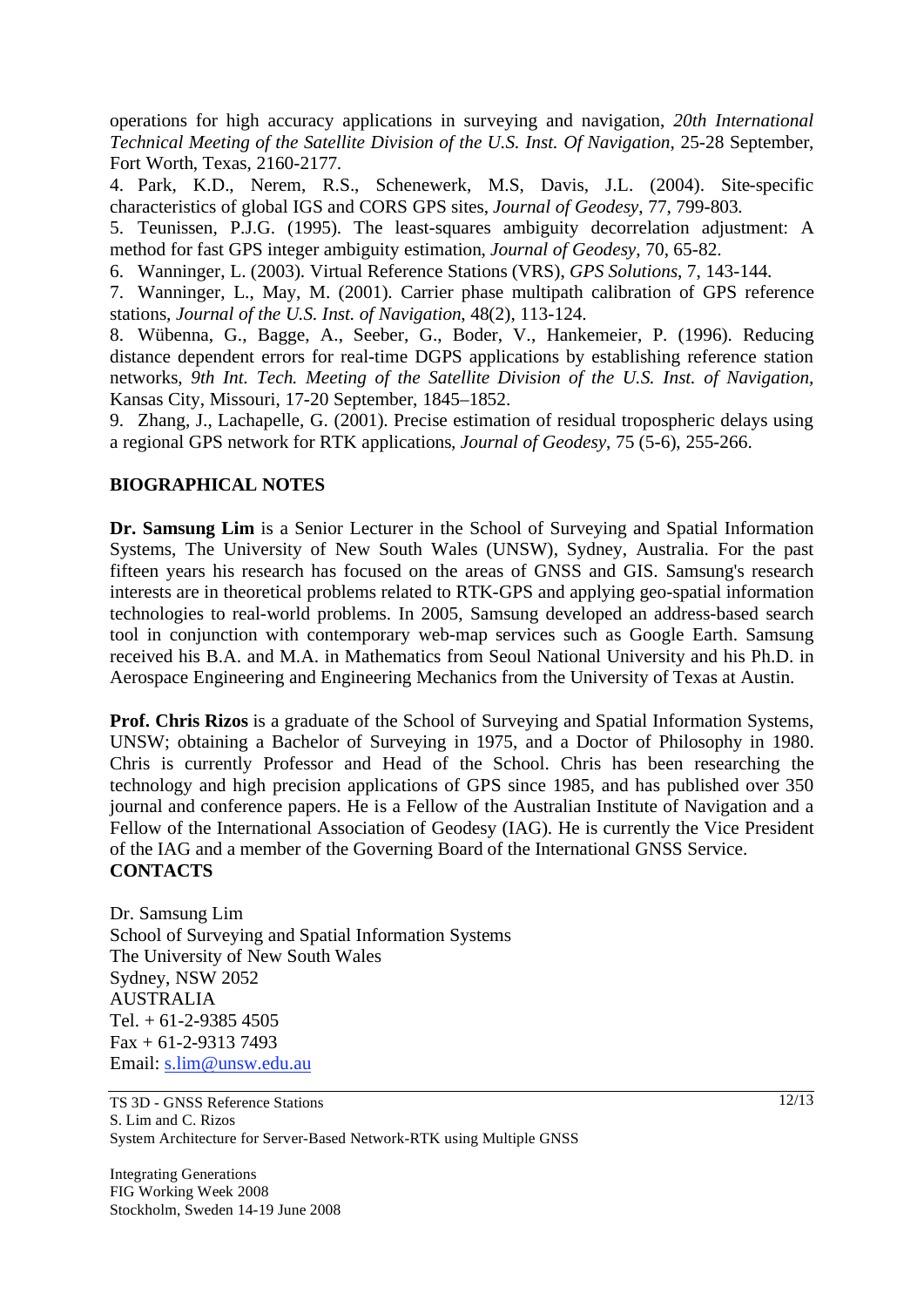operations for high accuracy applications in surveying and navigation, *20th International Technical Meeting of the Satellite Division of the U.S. Inst. Of Navigation*, 25-28 September, Fort Worth, Texas, 2160-2177.

4. Park, K.D., Nerem, R.S., Schenewerk, M.S, Davis, J.L. (2004). Site-specific characteristics of global IGS and CORS GPS sites, *Journal of Geodesy*, 77, 799-803.

5. Teunissen, P.J.G. (1995). The least-squares ambiguity decorrelation adjustment: A method for fast GPS integer ambiguity estimation, *Journal of Geodesy*, 70, 65-82.

6. Wanninger, L. (2003). Virtual Reference Stations (VRS), *GPS Solutions*, 7, 143-144.

7. Wanninger, L., May, M. (2001). Carrier phase multipath calibration of GPS reference stations, *Journal of the U.S. Inst. of Navigation*, 48(2), 113-124.

8. Wübenna, G., Bagge, A., Seeber, G., Boder, V., Hankemeier, P. (1996). Reducing distance dependent errors for real-time DGPS applications by establishing reference station networks, *9th Int. Tech. Meeting of the Satellite Division of the U.S. Inst. of Navigation*, Kansas City, Missouri, 17-20 September, 1845–1852.

9. Zhang, J., Lachapelle, G. (2001). Precise estimation of residual tropospheric delays using a regional GPS network for RTK applications, *Journal of Geodesy*, 75 (5-6), 255-266.

## BIOGRAPHICAL NOTES

**Dr. Samsung Lim** is a Senior Lecturer in the School of Surveying and Spatial Information Systems, The University of New South Wales (UNSW), Sydney, Australia. For the past fifteen years his research has focused on the areas of GNSS and GIS. Samsung's research interests are in theoretical problems related to RTK-GPS and applying geo-spatial information technologies to real-world problems. In 2005, Samsung developed an address-based search tool in conjunction with contemporary web-map services such as Google Earth. Samsung received his B.A. and M.A. in Mathematics from Seoul National University and his Ph.D. in Aerospace Engineering and Engineering Mechanics from the University of Texas at Austin.

**Prof. Chris Rizos** is a graduate of the School of Surveying and Spatial Information Systems, UNSW; obtaining a Bachelor of Surveying in 1975, and a Doctor of Philosophy in 1980. Chris is currently Professor and Head of the School. Chris has been researching the technology and high precision applications of GPS since 1985, and has published over 350 journal and conference papers. He is a Fellow of the Australian Institute of Navigation and a Fellow of the International Association of Geodesy (IAG). He is currently the Vice President of the IAG and a member of the Governing Board of the International GNSS Service.

## CONTACTS

Dr. Samsung Lim
School of Surveying and Spatial Information Systems
The University of New South Wales
Sydney, NSW 2052
AUSTRALIA
Tel. + 61-2-9385 4505
Fax + 61-2-9313 7493
Email: s.lim@unsw.edu.au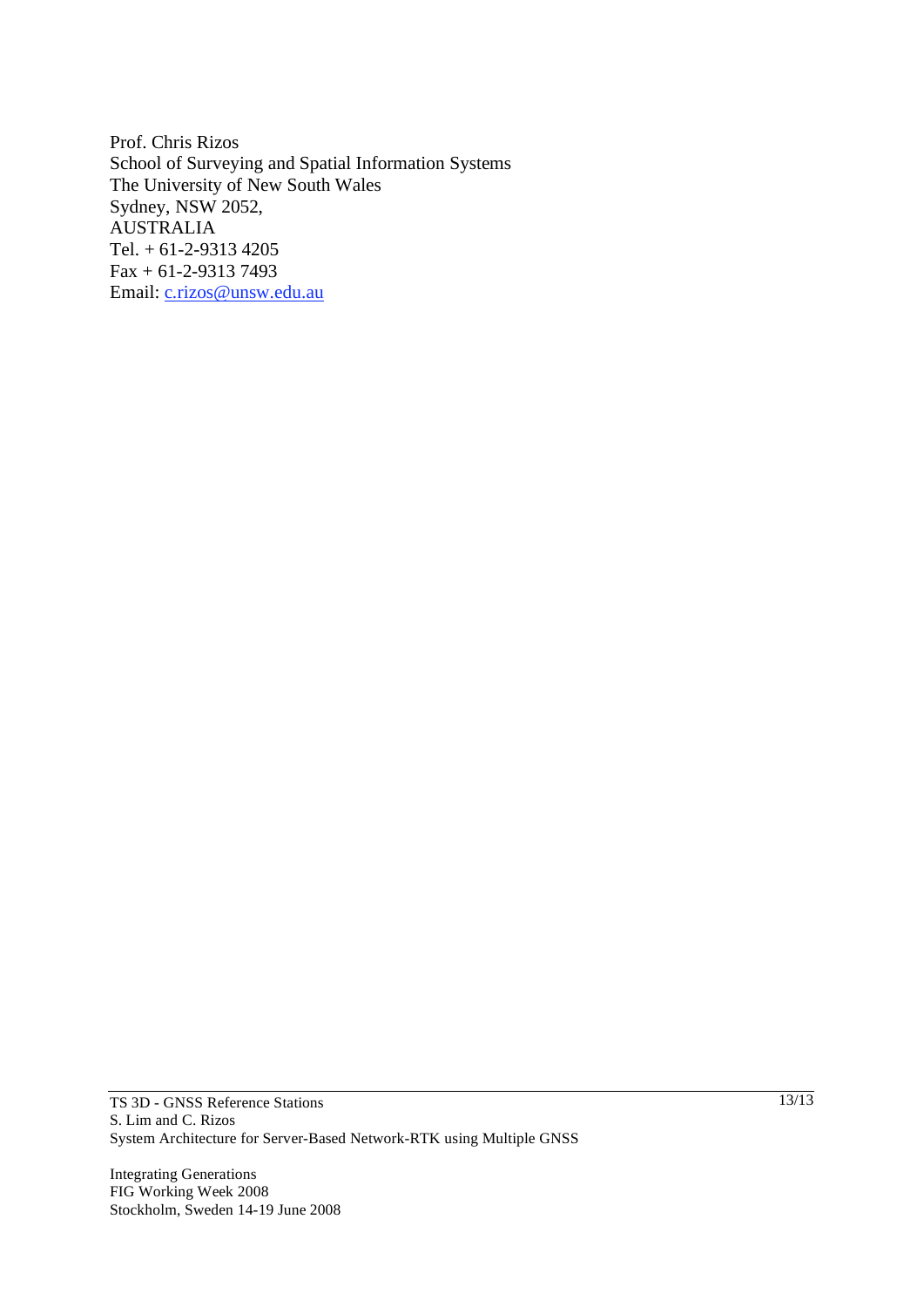Prof. Chris Rizos
School of Surveying and Spatial Information Systems
The University of New South Wales
Sydney, NSW 2052,
AUSTRALIA
Tel. + 61-2-9313 4205
Fax + 61-2-9313 7493
Email: c.rizos@unsw.edu.au